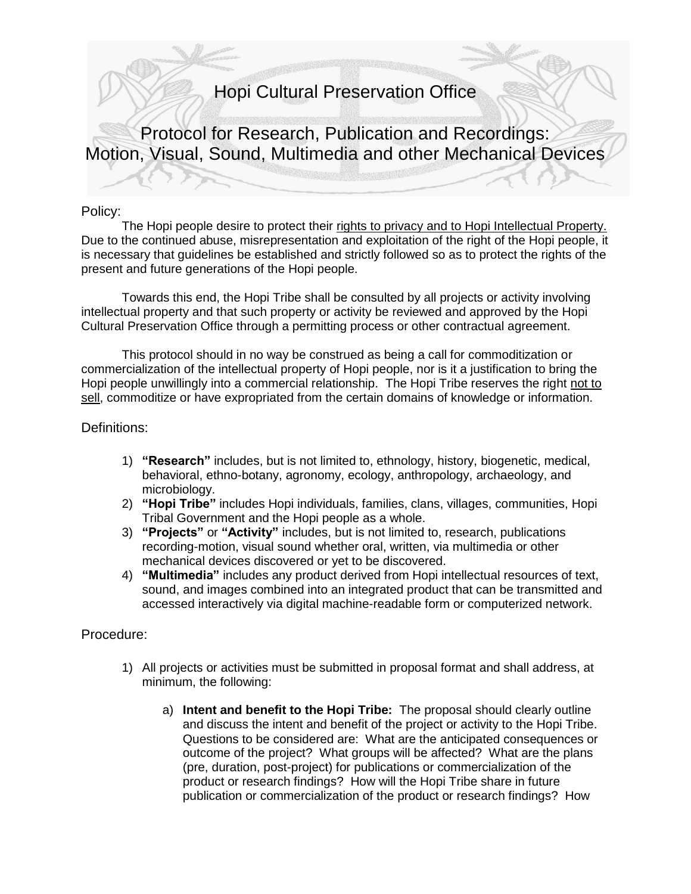# Hopi Cultural Preservation Office

## Protocol for Research, Publication and Recordings: Motion, Visual, Sound, Multimedia and other Mechanical Devices

### Policy:

The Hopi people desire to protect their rights to privacy and to Hopi Intellectual Property. Due to the continued abuse, misrepresentation and exploitation of the right of the Hopi people, it is necessary that guidelines be established and strictly followed so as to protect the rights of the present and future generations of the Hopi people.

Towards this end, the Hopi Tribe shall be consulted by all projects or activity involving intellectual property and that such property or activity be reviewed and approved by the Hopi Cultural Preservation Office through a permitting process or other contractual agreement.

This protocol should in no way be construed as being a call for commoditization or commercialization of the intellectual property of Hopi people, nor is it a justification to bring the Hopi people unwillingly into a commercial relationship. The Hopi Tribe reserves the right not to sell, commoditize or have expropriated from the certain domains of knowledge or information.

### Definitions:

1) **"Research"** includes, but is not limited to, ethnology, history, biogenetic, medical, behavioral, ethno-botany, agronomy, ecology, anthropology, archaeology, and microbiology.
2) **"Hopi Tribe"** includes Hopi individuals, families, clans, villages, communities, Hopi Tribal Government and the Hopi people as a whole.
3) **"Projects"** or **"Activity"** includes, but is not limited to, research, publications recording-motion, visual sound whether oral, written, via multimedia or other mechanical devices discovered or yet to be discovered.
4) **"Multimedia"** includes any product derived from Hopi intellectual resources of text, sound, and images combined into an integrated product that can be transmitted and accessed interactively via digital machine-readable form or computerized network.

### Procedure:

1) All projects or activities must be submitted in proposal format and shall address, at minimum, the following:

   a) **Intent and benefit to the Hopi Tribe:** The proposal should clearly outline and discuss the intent and benefit of the project or activity to the Hopi Tribe. Questions to be considered are: What are the anticipated consequences or outcome of the project? What groups will be affected? What are the plans (pre, duration, post-project) for publications or commercialization of the product or research findings? How will the Hopi Tribe share in future publication or commercialization of the product or research findings? How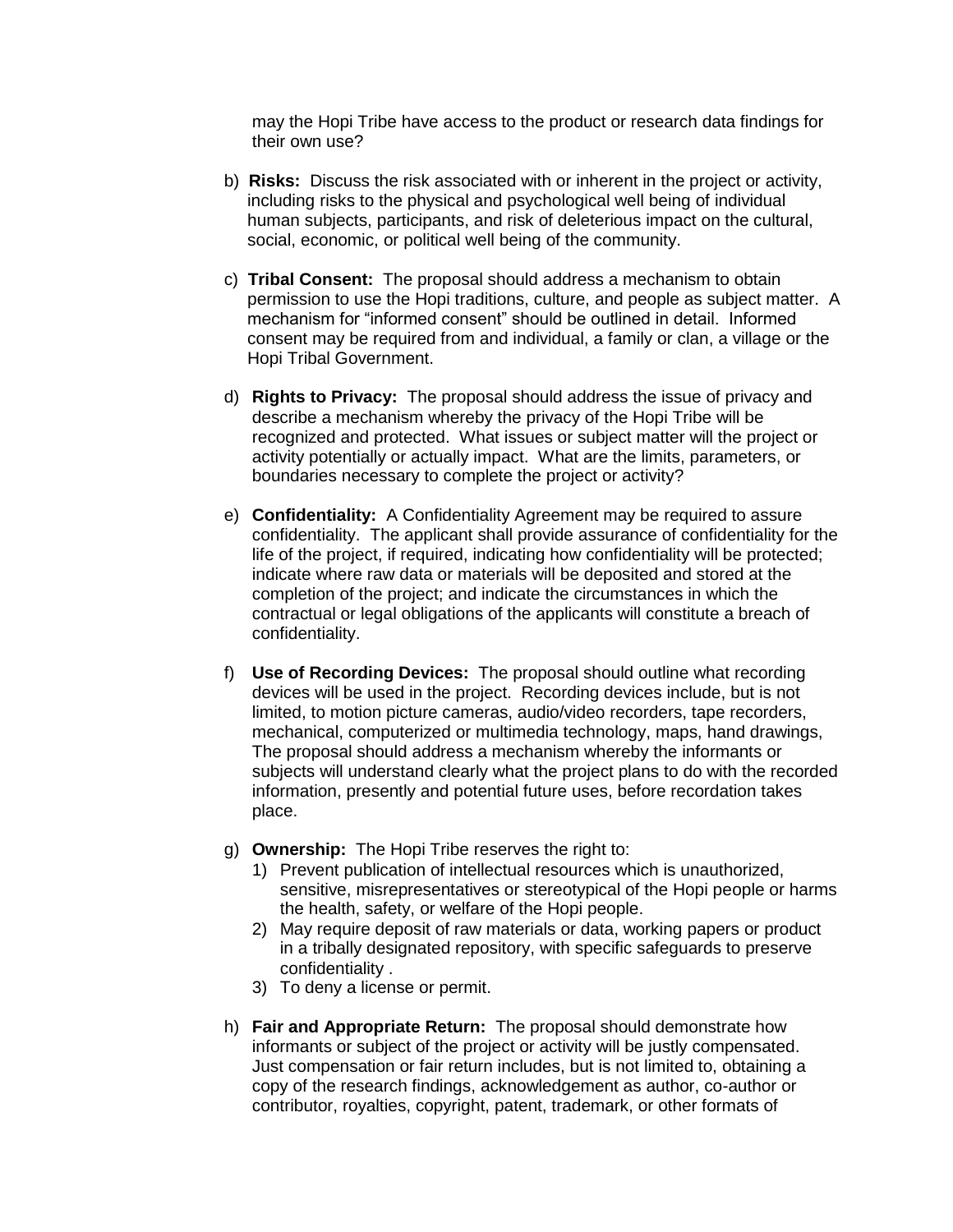may the Hopi Tribe have access to the product or research data findings for their own use?

b) **Risks:** Discuss the risk associated with or inherent in the project or activity, including risks to the physical and psychological well being of individual human subjects, participants, and risk of deleterious impact on the cultural, social, economic, or political well being of the community.

c) **Tribal Consent:** The proposal should address a mechanism to obtain permission to use the Hopi traditions, culture, and people as subject matter. A mechanism for "informed consent" should be outlined in detail. Informed consent may be required from and individual, a family or clan, a village or the Hopi Tribal Government.

d) **Rights to Privacy:** The proposal should address the issue of privacy and describe a mechanism whereby the privacy of the Hopi Tribe will be recognized and protected. What issues or subject matter will the project or activity potentially or actually impact. What are the limits, parameters, or boundaries necessary to complete the project or activity?

e) **Confidentiality:** A Confidentiality Agreement may be required to assure confidentiality. The applicant shall provide assurance of confidentiality for the life of the project, if required, indicating how confidentiality will be protected; indicate where raw data or materials will be deposited and stored at the completion of the project; and indicate the circumstances in which the contractual or legal obligations of the applicants will constitute a breach of confidentiality.

f) **Use of Recording Devices:** The proposal should outline what recording devices will be used in the project. Recording devices include, but is not limited, to motion picture cameras, audio/video recorders, tape recorders, mechanical, computerized or multimedia technology, maps, hand drawings, The proposal should address a mechanism whereby the informants or subjects will understand clearly what the project plans to do with the recorded information, presently and potential future uses, before recordation takes place.

g) **Ownership:** The Hopi Tribe reserves the right to:
   1) Prevent publication of intellectual resources which is unauthorized, sensitive, misrepresentatives or stereotypical of the Hopi people or harms the health, safety, or welfare of the Hopi people.
   2) May require deposit of raw materials or data, working papers or product in a tribally designated repository, with specific safeguards to preserve confidentiality .
   3) To deny a license or permit.

h) **Fair and Appropriate Return:** The proposal should demonstrate how informants or subject of the project or activity will be justly compensated. Just compensation or fair return includes, but is not limited to, obtaining a copy of the research findings, acknowledgement as author, co-author or contributor, royalties, copyright, patent, trademark, or other formats of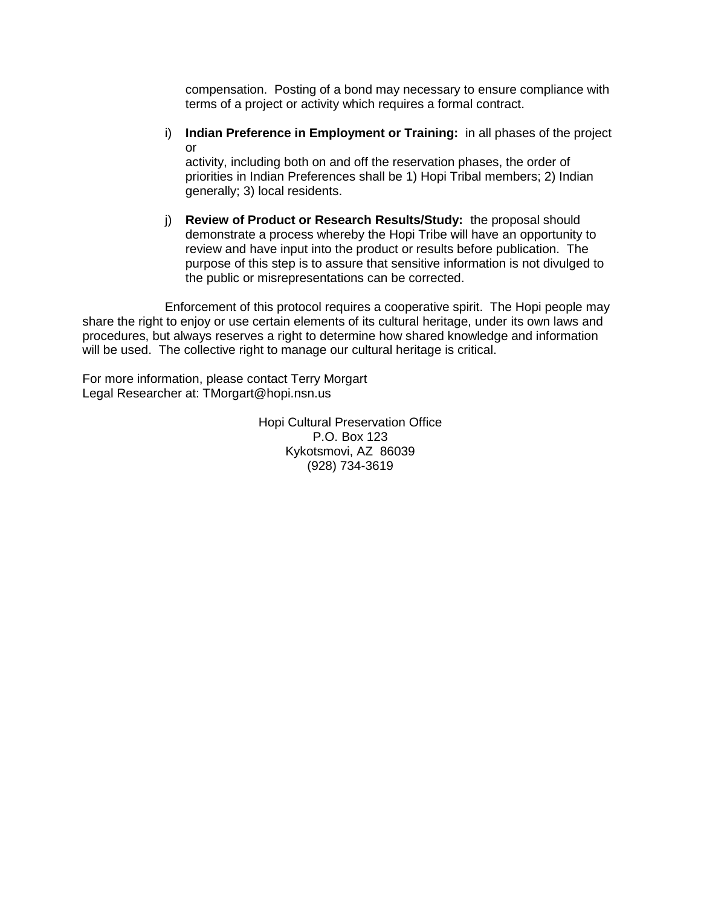compensation. Posting of a bond may necessary to ensure compliance with terms of a project or activity which requires a formal contract.

i) **Indian Preference in Employment or Training:** in all phases of the project or activity, including both on and off the reservation phases, the order of priorities in Indian Preferences shall be 1) Hopi Tribal members; 2) Indian generally; 3) local residents.

j) **Review of Product or Research Results/Study:** the proposal should demonstrate a process whereby the Hopi Tribe will have an opportunity to review and have input into the product or results before publication. The purpose of this step is to assure that sensitive information is not divulged to the public or misrepresentations can be corrected.

Enforcement of this protocol requires a cooperative spirit. The Hopi people may share the right to enjoy or use certain elements of its cultural heritage, under its own laws and procedures, but always reserves a right to determine how shared knowledge and information will be used. The collective right to manage our cultural heritage is critical.

For more information, please contact Terry Morgart
Legal Researcher at: TMorgart@hopi.nsn.us

Hopi Cultural Preservation Office
P.O. Box 123
Kykotsmovi, AZ 86039
(928) 734-3619